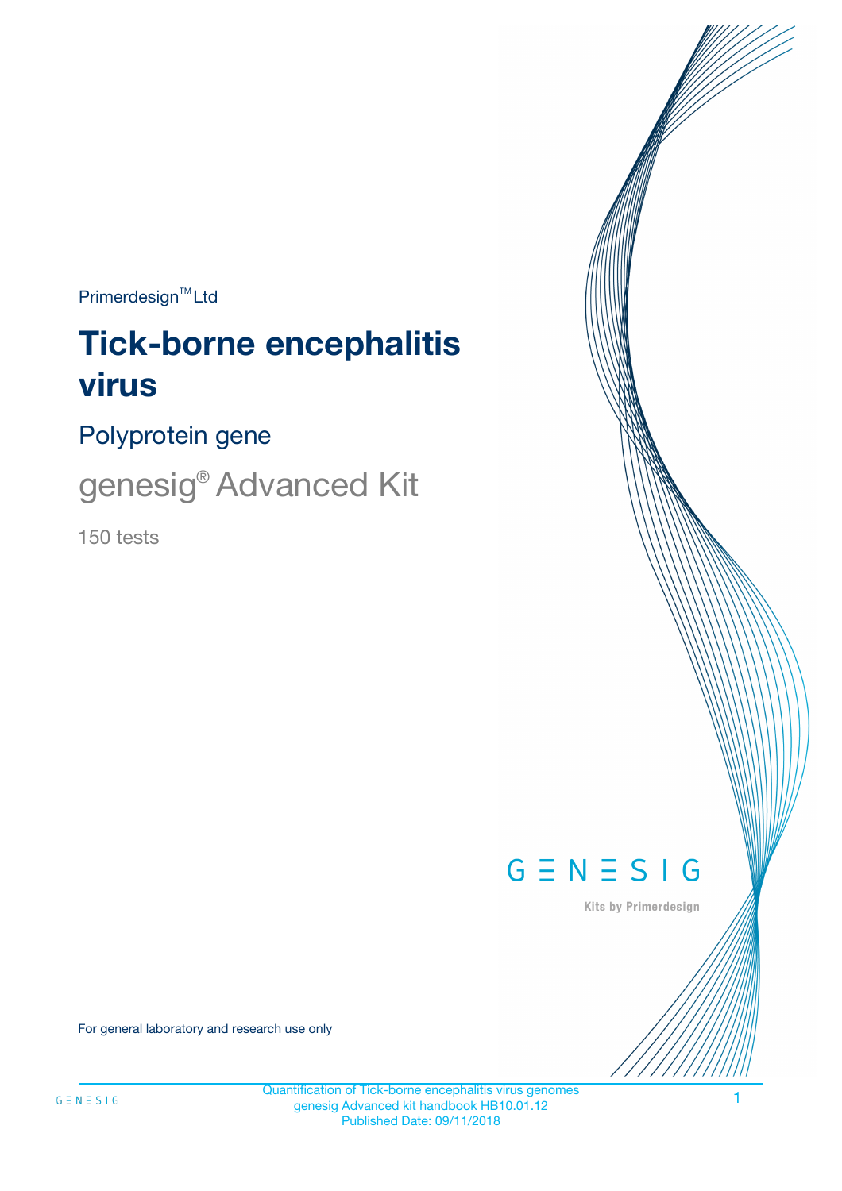Primerdesign™ Ltd

# Tick-borne encephalitis virus

## Polyprotein gene

## genesig® Advanced Kit

150 tests

GENESIG

Kits by Primerdesign

For general laboratory and research use only

Quantification of Tick-borne encephalitis virus genomes
genesig Advanced kit handbook HB10.01.12
Published Date: 09/11/2018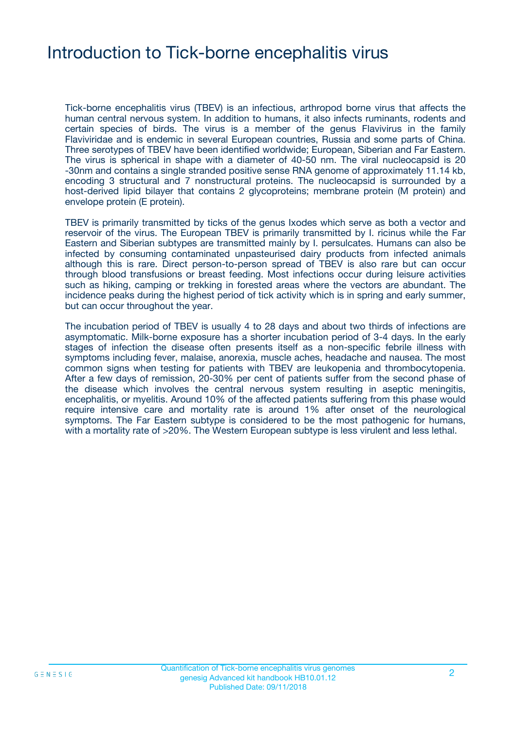# Introduction to Tick-borne encephalitis virus

Tick-borne encephalitis virus (TBEV) is an infectious, arthropod borne virus that affects the human central nervous system. In addition to humans, it also infects ruminants, rodents and certain species of birds. The virus is a member of the genus Flavivirus in the family Flaviviridae and is endemic in several European countries, Russia and some parts of China. Three serotypes of TBEV have been identified worldwide; European, Siberian and Far Eastern. The virus is spherical in shape with a diameter of 40-50 nm. The viral nucleocapsid is 20 -30nm and contains a single stranded positive sense RNA genome of approximately 11.14 kb, encoding 3 structural and 7 nonstructural proteins. The nucleocapsid is surrounded by a host-derived lipid bilayer that contains 2 glycoproteins; membrane protein (M protein) and envelope protein (E protein).

TBEV is primarily transmitted by ticks of the genus Ixodes which serve as both a vector and reservoir of the virus. The European TBEV is primarily transmitted by I. ricinus while the Far Eastern and Siberian subtypes are transmitted mainly by I. persulcates. Humans can also be infected by consuming contaminated unpasteurised dairy products from infected animals although this is rare. Direct person-to-person spread of TBEV is also rare but can occur through blood transfusions or breast feeding. Most infections occur during leisure activities such as hiking, camping or trekking in forested areas where the vectors are abundant. The incidence peaks during the highest period of tick activity which is in spring and early summer, but can occur throughout the year.

The incubation period of TBEV is usually 4 to 28 days and about two thirds of infections are asymptomatic. Milk-borne exposure has a shorter incubation period of 3-4 days. In the early stages of infection the disease often presents itself as a non-specific febrile illness with symptoms including fever, malaise, anorexia, muscle aches, headache and nausea. The most common signs when testing for patients with TBEV are leukopenia and thrombocytopenia. After a few days of remission, 20-30% per cent of patients suffer from the second phase of the disease which involves the central nervous system resulting in aseptic meningitis, encephalitis, or myelitis. Around 10% of the affected patients suffering from this phase would require intensive care and mortality rate is around 1% after onset of the neurological symptoms. The Far Eastern subtype is considered to be the most pathogenic for humans, with a mortality rate of >20%. The Western European subtype is less virulent and less lethal.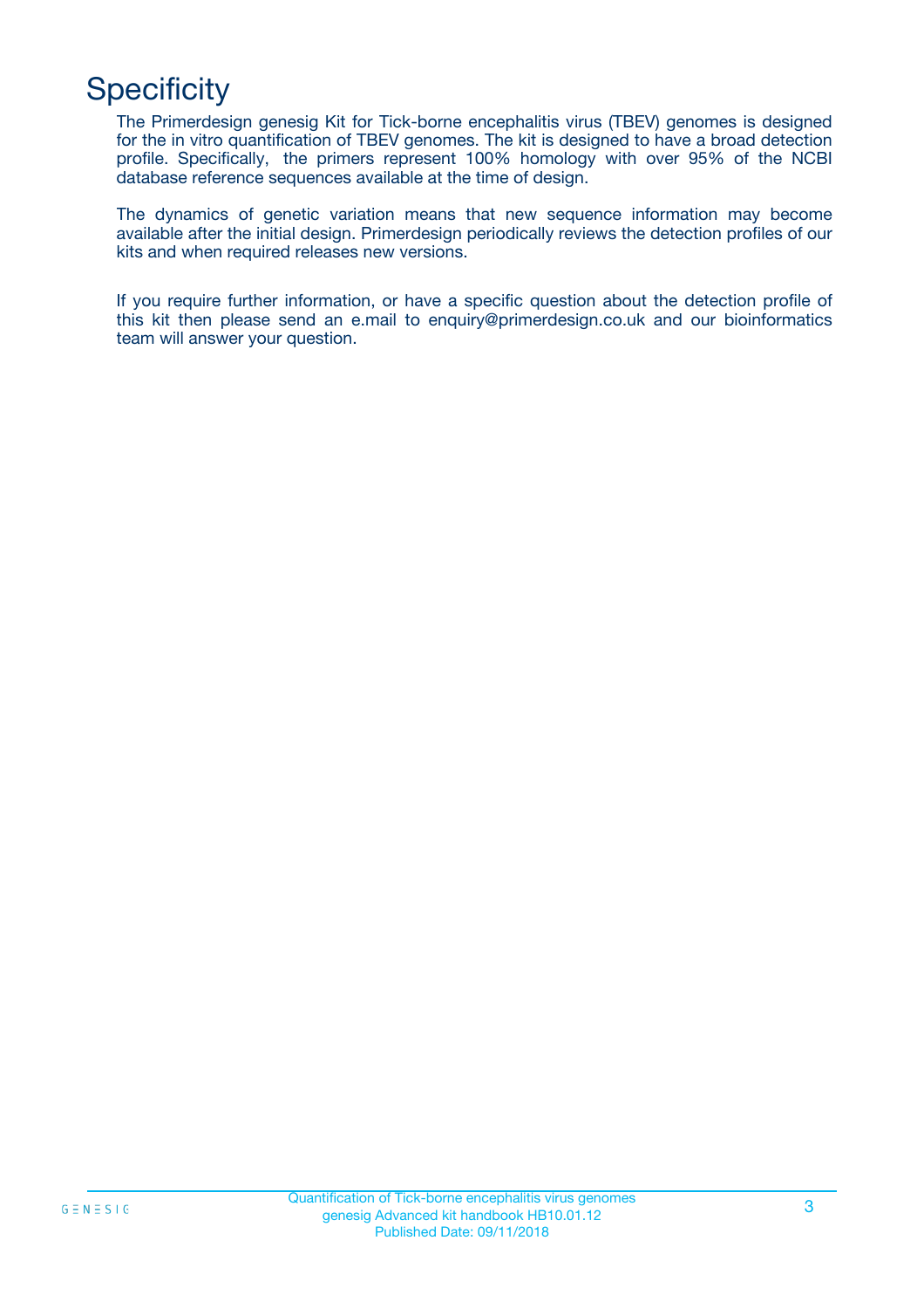# Specificity

The Primerdesign genesig Kit for Tick-borne encephalitis virus (TBEV) genomes is designed for the in vitro quantification of TBEV genomes. The kit is designed to have a broad detection profile. Specifically, the primers represent 100% homology with over 95% of the NCBI database reference sequences available at the time of design.

The dynamics of genetic variation means that new sequence information may become available after the initial design. Primerdesign periodically reviews the detection profiles of our kits and when required releases new versions.

If you require further information, or have a specific question about the detection profile of this kit then please send an e.mail to enquiry@primerdesign.co.uk and our bioinformatics team will answer your question.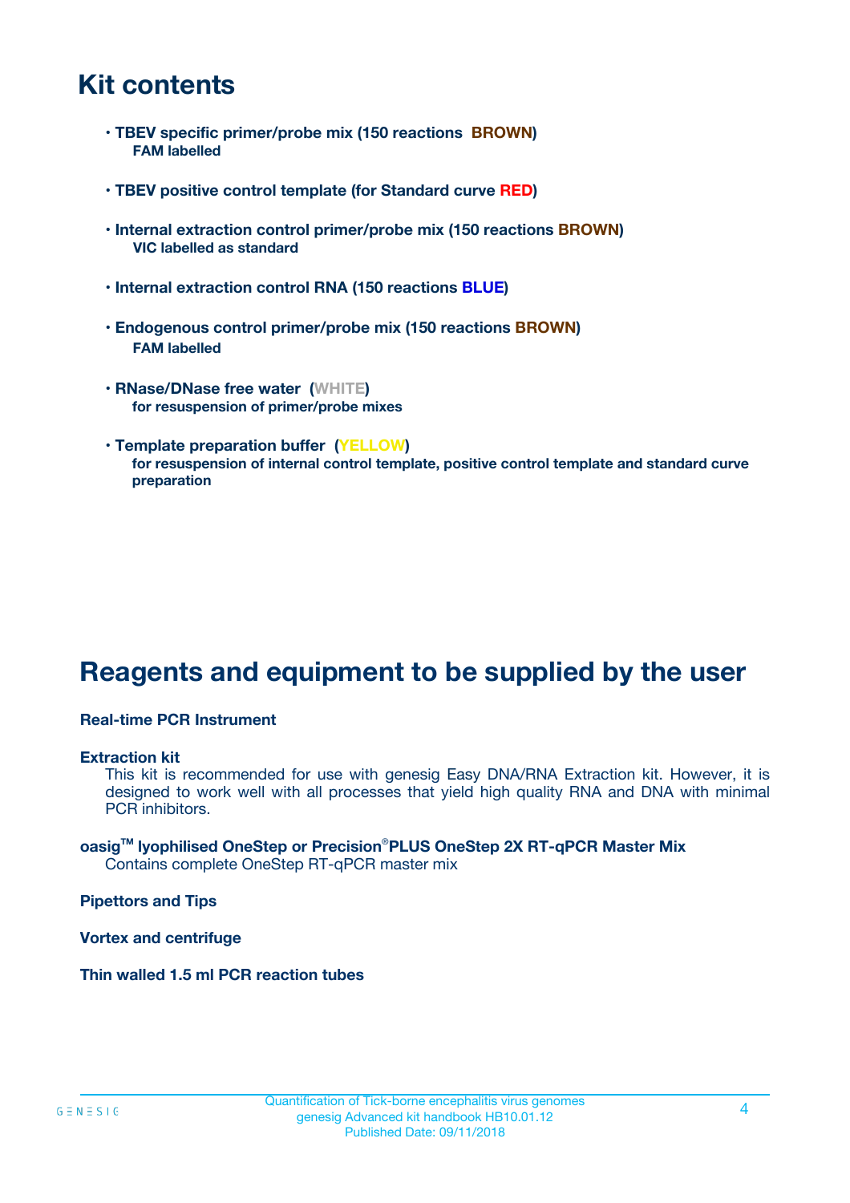# Kit contents

- **TBEV specific primer/probe mix (150 reactions BROWN)**
  **FAM labelled**

- **TBEV positive control template (for Standard curve RED)**

- **Internal extraction control primer/probe mix (150 reactions BROWN)**
  **VIC labelled as standard**

- **Internal extraction control RNA (150 reactions BLUE)**

- **Endogenous control primer/probe mix (150 reactions BROWN)**
  **FAM labelled**

- **RNase/DNase free water (WHITE)**
  **for resuspension of primer/probe mixes**

- **Template preparation buffer (YELLOW)**
  **for resuspension of internal control template, positive control template and standard curve preparation**

# Reagents and equipment to be supplied by the user

**Real-time PCR Instrument**

**Extraction kit**
This kit is recommended for use with genesig Easy DNA/RNA Extraction kit. However, it is designed to work well with all processes that yield high quality RNA and DNA with minimal PCR inhibitors.

**oasig™ lyophilised OneStep or Precision®PLUS OneStep 2X RT-qPCR Master Mix**
Contains complete OneStep RT-qPCR master mix

**Pipettors and Tips**

**Vortex and centrifuge**

**Thin walled 1.5 ml PCR reaction tubes**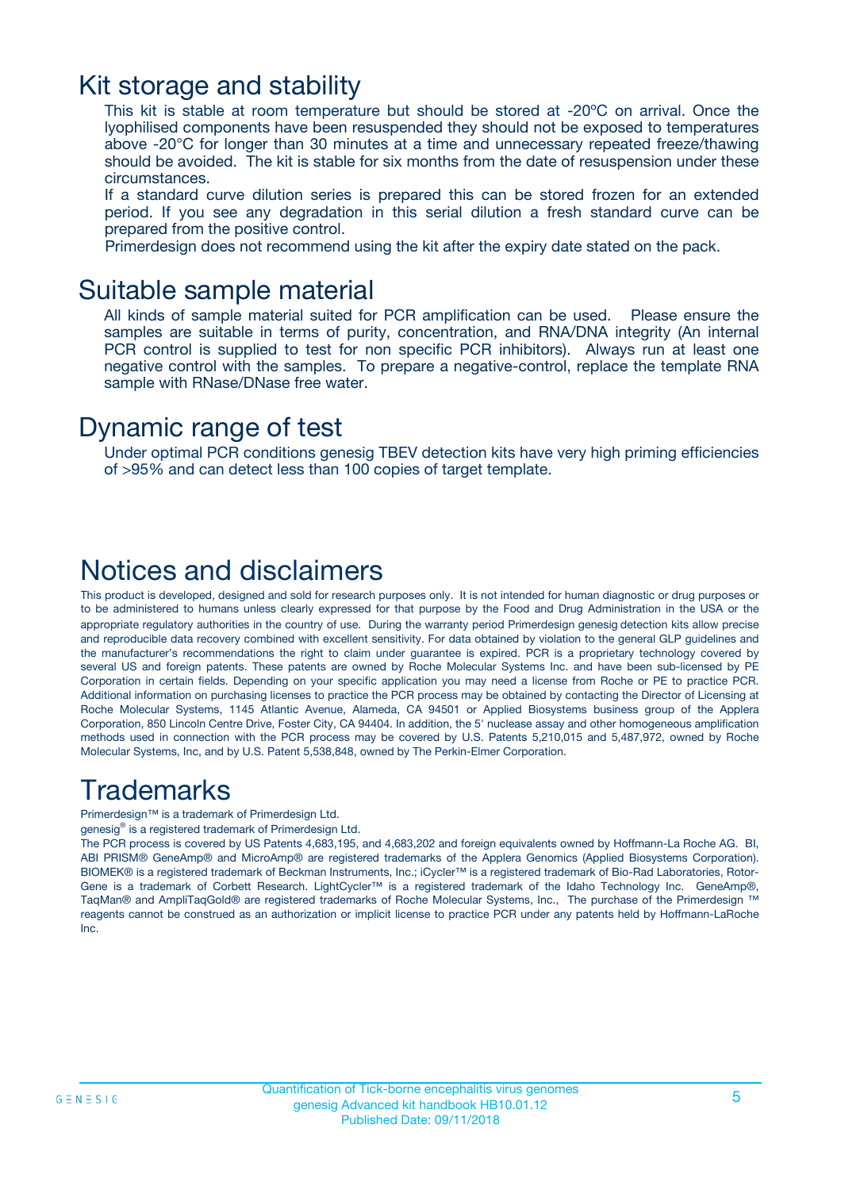## Kit storage and stability

This kit is stable at room temperature but should be stored at -20ºC on arrival. Once the lyophilised components have been resuspended they should not be exposed to temperatures above -20°C for longer than 30 minutes at a time and unnecessary repeated freeze/thawing should be avoided. The kit is stable for six months from the date of resuspension under these circumstances.

If a standard curve dilution series is prepared this can be stored frozen for an extended period. If you see any degradation in this serial dilution a fresh standard curve can be prepared from the positive control.

Primerdesign does not recommend using the kit after the expiry date stated on the pack.

## Suitable sample material

All kinds of sample material suited for PCR amplification can be used. Please ensure the samples are suitable in terms of purity, concentration, and RNA/DNA integrity (An internal PCR control is supplied to test for non specific PCR inhibitors). Always run at least one negative control with the samples. To prepare a negative-control, replace the template RNA sample with RNase/DNase free water.

## Dynamic range of test

Under optimal PCR conditions genesig TBEV detection kits have very high priming efficiencies of >95% and can detect less than 100 copies of target template.

## Notices and disclaimers

This product is developed, designed and sold for research purposes only. It is not intended for human diagnostic or drug purposes or to be administered to humans unless clearly expressed for that purpose by the Food and Drug Administration in the USA or the appropriate regulatory authorities in the country of use. During the warranty period Primerdesign genesig detection kits allow precise and reproducible data recovery combined with excellent sensitivity. For data obtained by violation to the general GLP guidelines and the manufacturer's recommendations the right to claim under guarantee is expired. PCR is a proprietary technology covered by several US and foreign patents. These patents are owned by Roche Molecular Systems Inc. and have been sub-licensed by PE Corporation in certain fields. Depending on your specific application you may need a license from Roche or PE to practice PCR. Additional information on purchasing licenses to practice the PCR process may be obtained by contacting the Director of Licensing at Roche Molecular Systems, 1145 Atlantic Avenue, Alameda, CA 94501 or Applied Biosystems business group of the Applera Corporation, 850 Lincoln Centre Drive, Foster City, CA 94404. In addition, the 5' nuclease assay and other homogeneous amplification methods used in connection with the PCR process may be covered by U.S. Patents 5,210,015 and 5,487,972, owned by Roche Molecular Systems, Inc, and by U.S. Patent 5,538,848, owned by The Perkin-Elmer Corporation.

## Trademarks

Primerdesign™ is a trademark of Primerdesign Ltd.

genesig® is a registered trademark of Primerdesign Ltd.

The PCR process is covered by US Patents 4,683,195, and 4,683,202 and foreign equivalents owned by Hoffmann-La Roche AG. BI, ABI PRISM® GeneAmp® and MicroAmp® are registered trademarks of the Applera Genomics (Applied Biosystems Corporation). BIOMEK® is a registered trademark of Beckman Instruments, Inc.; iCycler™ is a registered trademark of Bio-Rad Laboratories, Rotor-Gene is a trademark of Corbett Research. LightCycler™ is a registered trademark of the Idaho Technology Inc. GeneAmp®, TaqMan® and AmpliTaqGold® are registered trademarks of Roche Molecular Systems, Inc., The purchase of the Primerdesign ™ reagents cannot be construed as an authorization or implicit license to practice PCR under any patents held by Hoffmann-LaRoche Inc.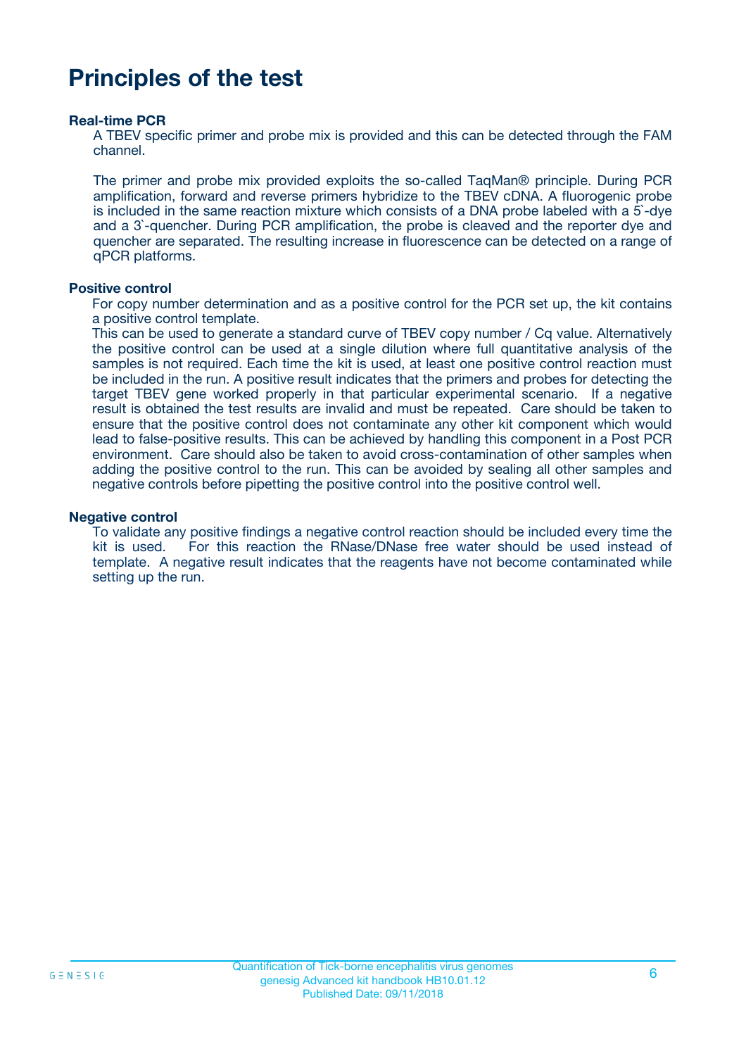# Principles of the test

### Real-time PCR

A TBEV specific primer and probe mix is provided and this can be detected through the FAM channel.

The primer and probe mix provided exploits the so-called TaqMan® principle. During PCR amplification, forward and reverse primers hybridize to the TBEV cDNA. A fluorogenic probe is included in the same reaction mixture which consists of a DNA probe labeled with a 5`-dye and a 3`-quencher. During PCR amplification, the probe is cleaved and the reporter dye and quencher are separated. The resulting increase in fluorescence can be detected on a range of qPCR platforms.

### Positive control

For copy number determination and as a positive control for the PCR set up, the kit contains a positive control template.
This can be used to generate a standard curve of TBEV copy number / Cq value. Alternatively the positive control can be used at a single dilution where full quantitative analysis of the samples is not required. Each time the kit is used, at least one positive control reaction must be included in the run. A positive result indicates that the primers and probes for detecting the target TBEV gene worked properly in that particular experimental scenario. If a negative result is obtained the test results are invalid and must be repeated. Care should be taken to ensure that the positive control does not contaminate any other kit component which would lead to false-positive results. This can be achieved by handling this component in a Post PCR environment. Care should also be taken to avoid cross-contamination of other samples when adding the positive control to the run. This can be avoided by sealing all other samples and negative controls before pipetting the positive control into the positive control well.

### Negative control

To validate any positive findings a negative control reaction should be included every time the kit is used. For this reaction the RNase/DNase free water should be used instead of template. A negative result indicates that the reagents have not become contaminated while setting up the run.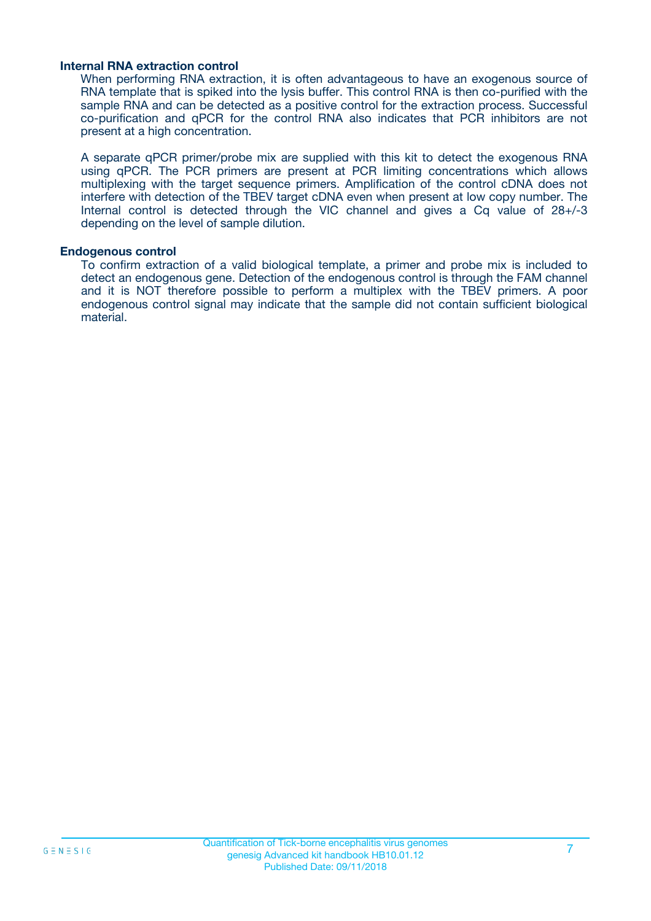**Internal RNA extraction control**

When performing RNA extraction, it is often advantageous to have an exogenous source of RNA template that is spiked into the lysis buffer. This control RNA is then co-purified with the sample RNA and can be detected as a positive control for the extraction process. Successful co-purification and qPCR for the control RNA also indicates that PCR inhibitors are not present at a high concentration.

A separate qPCR primer/probe mix are supplied with this kit to detect the exogenous RNA using qPCR. The PCR primers are present at PCR limiting concentrations which allows multiplexing with the target sequence primers. Amplification of the control cDNA does not interfere with detection of the TBEV target cDNA even when present at low copy number. The Internal control is detected through the VIC channel and gives a Cq value of 28+/-3 depending on the level of sample dilution.

**Endogenous control**

To confirm extraction of a valid biological template, a primer and probe mix is included to detect an endogenous gene. Detection of the endogenous control is through the FAM channel and it is NOT therefore possible to perform a multiplex with the TBEV primers. A poor endogenous control signal may indicate that the sample did not contain sufficient biological material.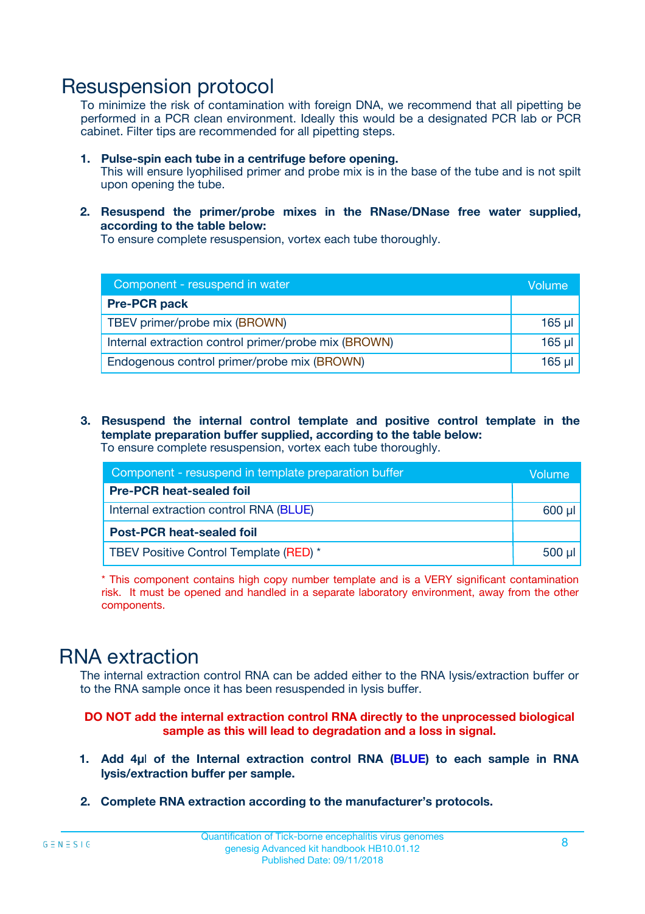# Resuspension protocol

To minimize the risk of contamination with foreign DNA, we recommend that all pipetting be performed in a PCR clean environment. Ideally this would be a designated PCR lab or PCR cabinet. Filter tips are recommended for all pipetting steps.

1. **Pulse-spin each tube in a centrifuge before opening.**
   This will ensure lyophilised primer and probe mix is in the base of the tube and is not spilt upon opening the tube.

2. **Resuspend the primer/probe mixes in the RNase/DNase free water supplied, according to the table below:**
   To ensure complete resuspension, vortex each tube thoroughly.

| Component - resuspend in water | Volume |
|---|---|
| **Pre-PCR pack** | |
| TBEV primer/probe mix (BROWN) | 165 µl |
| Internal extraction control primer/probe mix (BROWN) | 165 µl |
| Endogenous control primer/probe mix (BROWN) | 165 µl |

3. **Resuspend the internal control template and positive control template in the template preparation buffer supplied, according to the table below:**
   To ensure complete resuspension, vortex each tube thoroughly.

| Component - resuspend in template preparation buffer | Volume |
|---|---|
| **Pre-PCR heat-sealed foil** | |
| Internal extraction control RNA (BLUE) | 600 µl |
| **Post-PCR heat-sealed foil** | |
| TBEV Positive Control Template (RED) * | 500 µl |

* This component contains high copy number template and is a VERY significant contamination risk. It must be opened and handled in a separate laboratory environment, away from the other components.

# RNA extraction

The internal extraction control RNA can be added either to the RNA lysis/extraction buffer or to the RNA sample once it has been resuspended in lysis buffer.

**DO NOT add the internal extraction control RNA directly to the unprocessed biological sample as this will lead to degradation and a loss in signal.**

1. **Add 4µl of the Internal extraction control RNA (BLUE) to each sample in RNA lysis/extraction buffer per sample.**

2. **Complete RNA extraction according to the manufacturer's protocols.**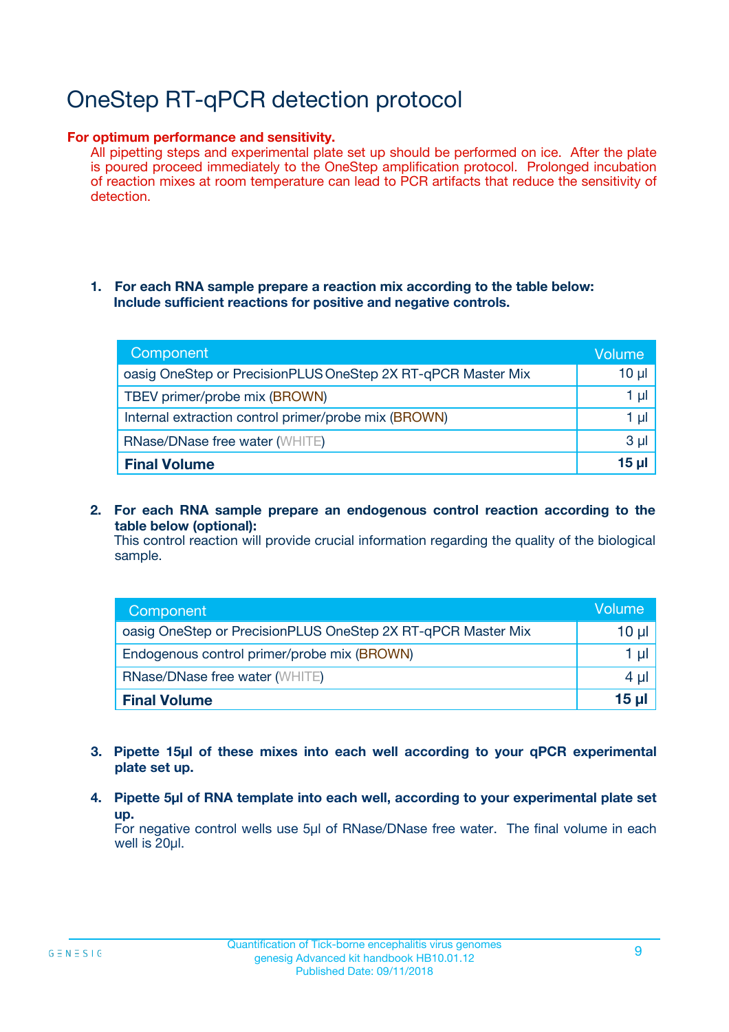# OneStep RT-qPCR detection protocol

**For optimum performance and sensitivity.**

All pipetting steps and experimental plate set up should be performed on ice. After the plate is poured proceed immediately to the OneStep amplification protocol. Prolonged incubation of reaction mixes at room temperature can lead to PCR artifacts that reduce the sensitivity of detection.

1. **For each RNA sample prepare a reaction mix according to the table below: Include sufficient reactions for positive and negative controls.**

| Component | Volume |
|---|---|
| oasig OneStep or PrecisionPLUS OneStep 2X RT-qPCR Master Mix | 10 µl |
| TBEV primer/probe mix (BROWN) | 1 µl |
| Internal extraction control primer/probe mix (BROWN) | 1 µl |
| RNase/DNase free water (WHITE) | 3 µl |
| **Final Volume** | **15 µl** |

2. **For each RNA sample prepare an endogenous control reaction according to the table below (optional):**
   This control reaction will provide crucial information regarding the quality of the biological sample.

| Component | Volume |
|---|---|
| oasig OneStep or PrecisionPLUS OneStep 2X RT-qPCR Master Mix | 10 µl |
| Endogenous control primer/probe mix (BROWN) | 1 µl |
| RNase/DNase free water (WHITE) | 4 µl |
| **Final Volume** | **15 µl** |

3. **Pipette 15µl of these mixes into each well according to your qPCR experimental plate set up.**

4. **Pipette 5µl of RNA template into each well, according to your experimental plate set up.**
   For negative control wells use 5µl of RNase/DNase free water. The final volume in each well is 20µl.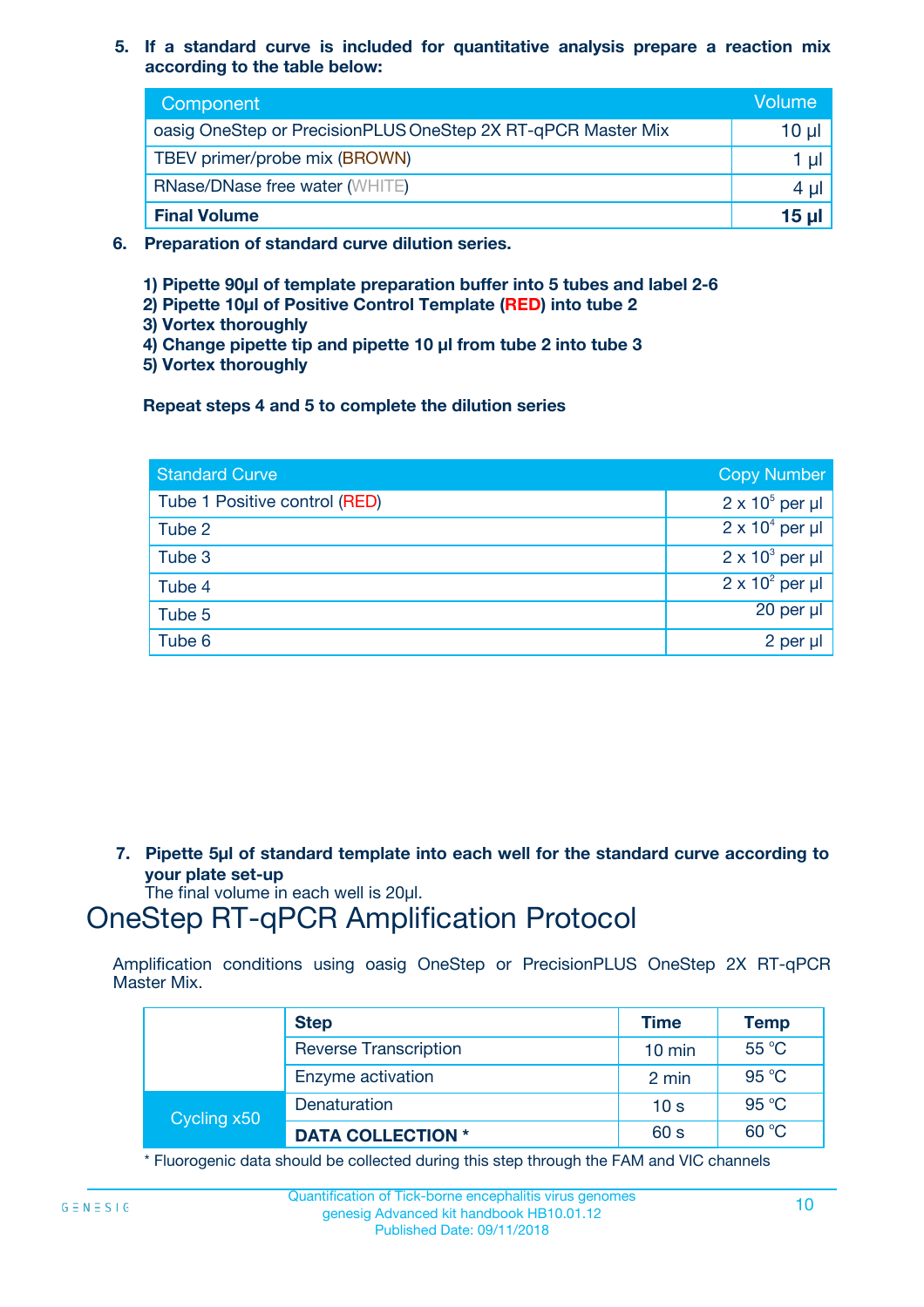5. **If a standard curve is included for quantitative analysis prepare a reaction mix according to the table below:**

| Component | Volume |
|---|---|
| oasig OneStep or PrecisionPLUS OneStep 2X RT-qPCR Master Mix | 10 µl |
| TBEV primer/probe mix (BROWN) | 1 µl |
| RNase/DNase free water (WHITE) | 4 µl |
| **Final Volume** | **15 µl** |

6. **Preparation of standard curve dilution series.**

   **1) Pipette 90µl of template preparation buffer into 5 tubes and label 2-6**
   **2) Pipette 10µl of Positive Control Template (RED) into tube 2**
   **3) Vortex thoroughly**
   **4) Change pipette tip and pipette 10 µl from tube 2 into tube 3**
   **5) Vortex thoroughly**

   **Repeat steps 4 and 5 to complete the dilution series**

| Standard Curve | Copy Number |
|---|---|
| Tube 1 Positive control (RED) | $2 \times 10^5$ per µl |
| Tube 2 | $2 \times 10^4$ per µl |
| Tube 3 | $2 \times 10^3$ per µl |
| Tube 4 | $2 \times 10^2$ per µl |
| Tube 5 | 20 per µl |
| Tube 6 | 2 per µl |

7. **Pipette 5µl of standard template into each well for the standard curve according to your plate set-up**
   The final volume in each well is 20µl.

# OneStep RT-qPCR Amplification Protocol

Amplification conditions using oasig OneStep or PrecisionPLUS OneStep 2X RT-qPCR Master Mix.

| | Step | Time | Temp |
|---|---|---|---|
| | Reverse Transcription | 10 min | 55 °C |
| | Enzyme activation | 2 min | 95 °C |
| Cycling x50 | Denaturation | 10 s | 95 °C |
| | **DATA COLLECTION *** | 60 s | 60 °C |

* Fluorogenic data should be collected during this step through the FAM and VIC channels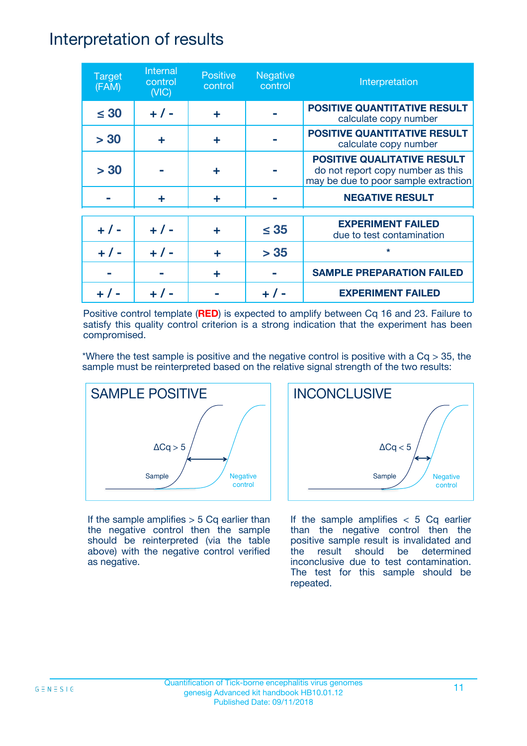# Interpretation of results

| Target (FAM) | Internal control (VIC) | Positive control | Negative control | Interpretation |
|---|---|---|---|---|
| ≤ 30 | + / - | + | - | **POSITIVE QUANTITATIVE RESULT** calculate copy number |
| > 30 | + | + | - | **POSITIVE QUANTITATIVE RESULT** calculate copy number |
| > 30 | - | + | - | **POSITIVE QUALITATIVE RESULT** do not report copy number as this may be due to poor sample extraction |
| - | + | + | - | **NEGATIVE RESULT** |
| + / - | + / - | + | ≤ 35 | **EXPERIMENT FAILED** due to test contamination |
| + / - | + / - | + | > 35 | * |
| - | - | + | - | **SAMPLE PREPARATION FAILED** |
| + / - | + / - | - | + / - | **EXPERIMENT FAILED** |

Positive control template (**RED**) is expected to amplify between Cq 16 and 23. Failure to satisfy this quality control criterion is a strong indication that the experiment has been compromised.

*Where the test sample is positive and the negative control is positive with a Cq > 35, the sample must be reinterpreted based on the relative signal strength of the two results:

## SAMPLE POSITIVE

ΔCq > 5

Sample

Negative control

If the sample amplifies > 5 Cq earlier than the negative control then the sample should be reinterpreted (via the table above) with the negative control verified as negative.

## INCONCLUSIVE

ΔCq < 5

Sample

Negative control

If the sample amplifies < 5 Cq earlier than the negative control then the positive sample result is invalidated and the result should be determined inconclusive due to test contamination. The test for this sample should be repeated.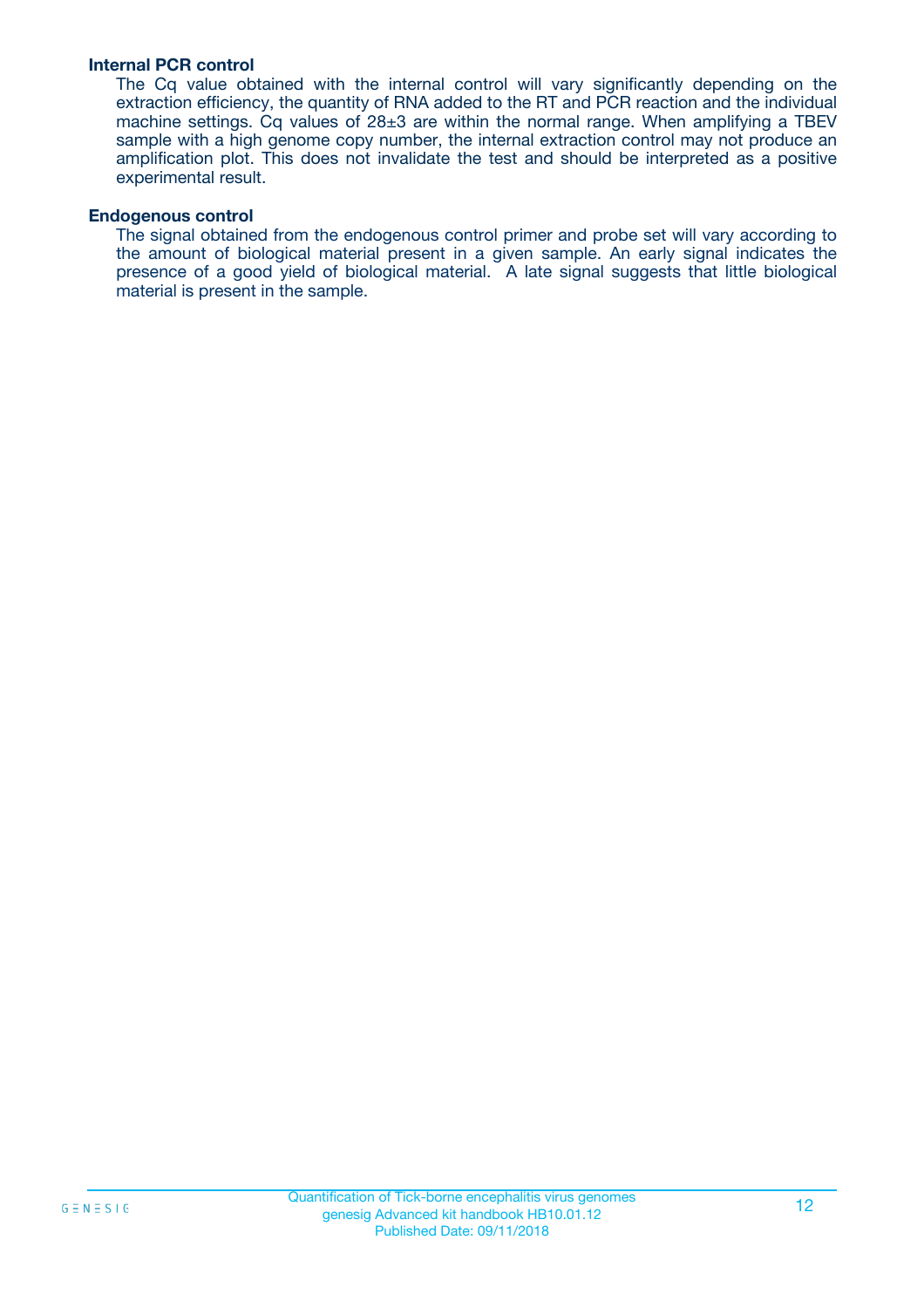### Internal PCR control

The Cq value obtained with the internal control will vary significantly depending on the extraction efficiency, the quantity of RNA added to the RT and PCR reaction and the individual machine settings. Cq values of 28±3 are within the normal range. When amplifying a TBEV sample with a high genome copy number, the internal extraction control may not produce an amplification plot. This does not invalidate the test and should be interpreted as a positive experimental result.

### Endogenous control

The signal obtained from the endogenous control primer and probe set will vary according to the amount of biological material present in a given sample. An early signal indicates the presence of a good yield of biological material. A late signal suggests that little biological material is present in the sample.